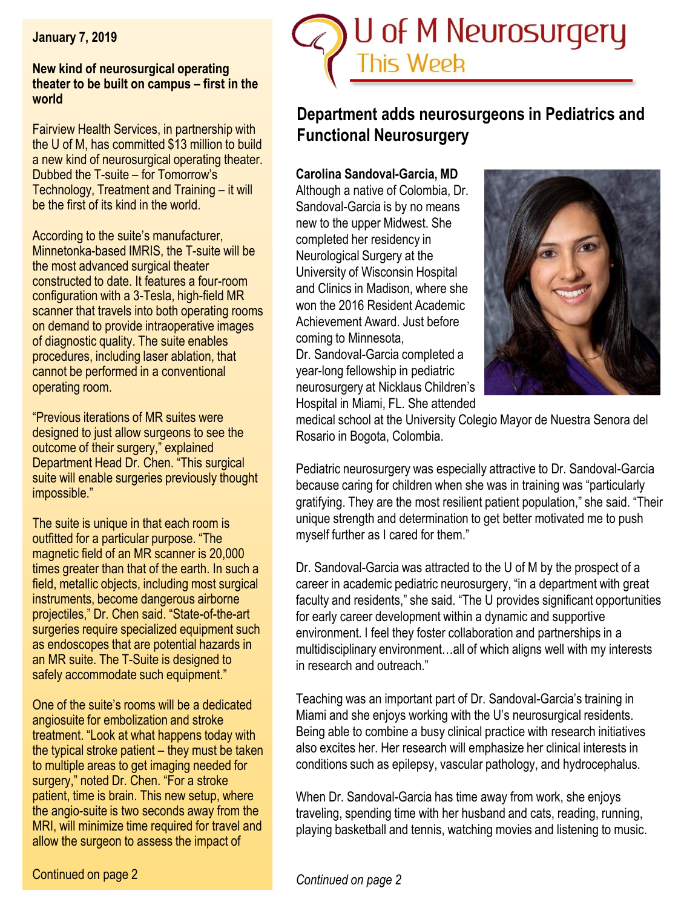# U of M Neurosurgery This Week

January 7, 2019

## New kind of neurosurgical operating theater to be built on campus – first in the world

Fairview Health Services, in partnership with the U of M, has committed $13 million to build a new kind of neurosurgical operating theater. Dubbed the T-suite – for Tomorrow's Technology, Treatment and Training – it will be the first of its kind in the world.

According to the suite's manufacturer, Minnetonka-based IMRIS, the T-suite will be the most advanced surgical theater constructed to date. It features a four-room configuration with a 3-Tesla, high-field MR scanner that travels into both operating rooms on demand to provide intraoperative images of diagnostic quality. The suite enables procedures, including laser ablation, that cannot be performed in a conventional operating room.

"Previous iterations of MR suites were designed to just allow surgeons to see the outcome of their surgery," explained Department Head Dr. Chen. "This surgical suite will enable surgeries previously thought impossible."

The suite is unique in that each room is outfitted for a particular purpose. "The magnetic field of an MR scanner is 20,000 times greater than that of the earth. In such a field, metallic objects, including most surgical instruments, become dangerous airborne projectiles," Dr. Chen said. "State-of-the-art surgeries require specialized equipment such as endoscopes that are potential hazards in an MR suite. The T-Suite is designed to safely accommodate such equipment."

One of the suite's rooms will be a dedicated angiosuite for embolization and stroke treatment. "Look at what happens today with the typical stroke patient – they must be taken to multiple areas to get imaging needed for surgery," noted Dr. Chen. "For a stroke patient, time is brain. This new setup, where the angio-suite is two seconds away from the MRI, will minimize time required for travel and allow the surgeon to assess the impact of

Continued on page 2

## Department adds neurosurgeons in Pediatrics and Functional Neurosurgery

**Carolina Sandoval-Garcia, MD**

Although a native of Colombia, Dr. Sandoval-Garcia is by no means new to the upper Midwest. She completed her residency in Neurological Surgery at the University of Wisconsin Hospital and Clinics in Madison, where she won the 2016 Resident Academic Achievement Award. Just before coming to Minnesota, Dr. Sandoval-Garcia completed a year-long fellowship in pediatric neurosurgery at Nicklaus Children's Hospital in Miami, FL. She attended medical school at the University Colegio Mayor de Nuestra Senora del Rosario in Bogota, Colombia.

Pediatric neurosurgery was especially attractive to Dr. Sandoval-Garcia because caring for children when she was in training was "particularly gratifying. They are the most resilient patient population," she said. "Their unique strength and determination to get better motivated me to push myself further as I cared for them."

Dr. Sandoval-Garcia was attracted to the U of M by the prospect of a career in academic pediatric neurosurgery, "in a department with great faculty and residents," she said. "The U provides significant opportunities for early career development within a dynamic and supportive environment. I feel they foster collaboration and partnerships in a multidisciplinary environment…all of which aligns well with my interests in research and outreach."

Teaching was an important part of Dr. Sandoval-Garcia's training in Miami and she enjoys working with the U's neurosurgical residents. Being able to combine a busy clinical practice with research initiatives also excites her. Her research will emphasize her clinical interests in conditions such as epilepsy, vascular pathology, and hydrocephalus.

When Dr. Sandoval-Garcia has time away from work, she enjoys traveling, spending time with her husband and cats, reading, running, playing basketball and tennis, watching movies and listening to music.

*Continued on page 2*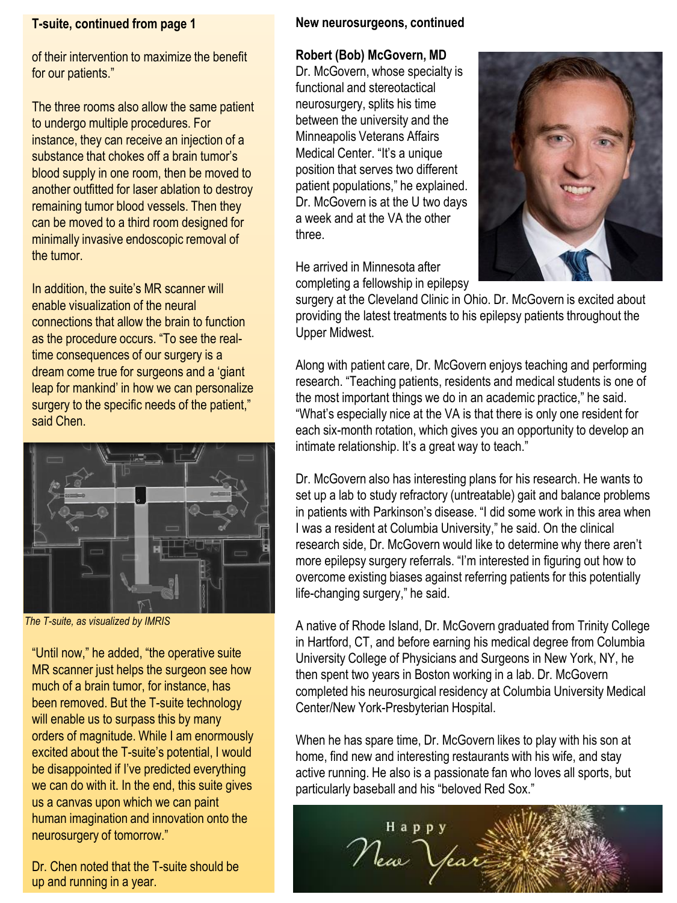**T-suite, continued from page 1**

of their intervention to maximize the benefit for our patients."

The three rooms also allow the same patient to undergo multiple procedures. For instance, they can receive an injection of a substance that chokes off a brain tumor's blood supply in one room, then be moved to another outfitted for laser ablation to destroy remaining tumor blood vessels. Then they can be moved to a third room designed for minimally invasive endoscopic removal of the tumor.

In addition, the suite's MR scanner will enable visualization of the neural connections that allow the brain to function as the procedure occurs. "To see the real-time consequences of our surgery is a dream come true for surgeons and a 'giant leap for mankind' in how we can personalize surgery to the specific needs of the patient," said Chen.

*The T-suite, as visualized by IMRIS*

"Until now," he added, "the operative suite MR scanner just helps the surgeon see how much of a brain tumor, for instance, has been removed. But the T-suite technology will enable us to surpass this by many orders of magnitude. While I am enormously excited about the T-suite's potential, I would be disappointed if I've predicted everything we can do with it. In the end, this suite gives us a canvas upon which we can paint human imagination and innovation onto the neurosurgery of tomorrow."

Dr. Chen noted that the T-suite should be up and running in a year.

**New neurosurgeons, continued**

**Robert (Bob) McGovern, MD**

Dr. McGovern, whose specialty is functional and stereotactical neurosurgery, splits his time between the university and the Minneapolis Veterans Affairs Medical Center. "It's a unique position that serves two different patient populations," he explained. Dr. McGovern is at the U two days a week and at the VA the other three.

He arrived in Minnesota after completing a fellowship in epilepsy surgery at the Cleveland Clinic in Ohio. Dr. McGovern is excited about providing the latest treatments to his epilepsy patients throughout the Upper Midwest.

Along with patient care, Dr. McGovern enjoys teaching and performing research. "Teaching patients, residents and medical students is one of the most important things we do in an academic practice," he said. "What's especially nice at the VA is that there is only one resident for each six-month rotation, which gives you an opportunity to develop an intimate relationship. It's a great way to teach."

Dr. McGovern also has interesting plans for his research. He wants to set up a lab to study refractory (untreatable) gait and balance problems in patients with Parkinson's disease. "I did some work in this area when I was a resident at Columbia University," he said. On the clinical research side, Dr. McGovern would like to determine why there aren't more epilepsy surgery referrals. "I'm interested in figuring out how to overcome existing biases against referring patients for this potentially life-changing surgery," he said.

A native of Rhode Island, Dr. McGovern graduated from Trinity College in Hartford, CT, and before earning his medical degree from Columbia University College of Physicians and Surgeons in New York, NY, he then spent two years in Boston working in a lab. Dr. McGovern completed his neurosurgical residency at Columbia University Medical Center/New-York-Presbyterian Hospital.

When he has spare time, Dr. McGovern likes to play with his son at home, find new and interesting restaurants with his wife, and stay active running. He also is a passionate fan who loves all sports, but particularly baseball and his "beloved Red Sox."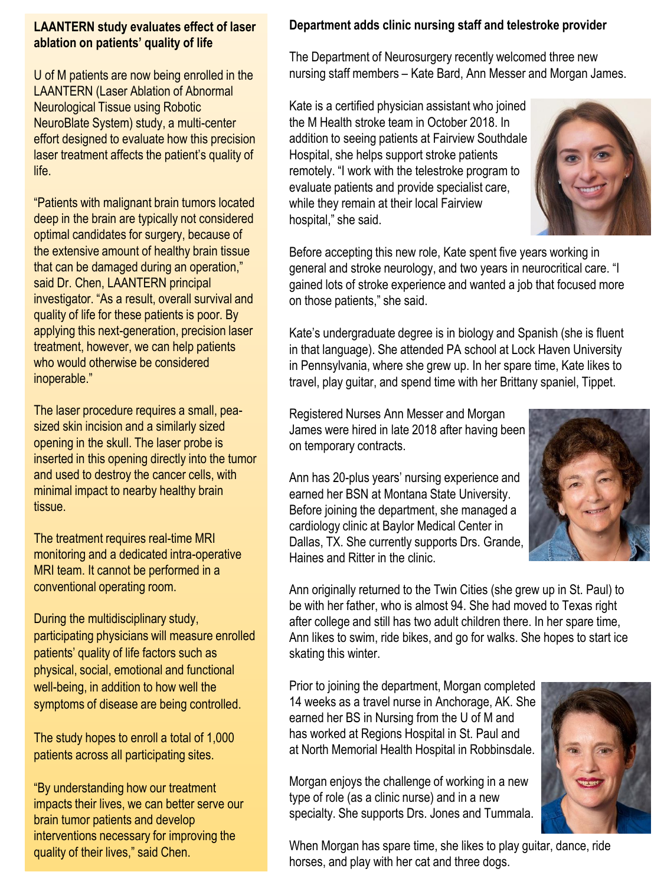## LAANTERN study evaluates effect of laser ablation on patients' quality of life

U of M patients are now being enrolled in the LAANTERN (Laser Ablation of Abnormal Neurological Tissue using Robotic NeuroBlate System) study, a multi-center effort designed to evaluate how this precision laser treatment affects the patient's quality of life.

"Patients with malignant brain tumors located deep in the brain are typically not considered optimal candidates for surgery, because of the extensive amount of healthy brain tissue that can be damaged during an operation," said Dr. Chen, LAANTERN principal investigator. "As a result, overall survival and quality of life for these patients is poor. By applying this next-generation, precision laser treatment, however, we can help patients who would otherwise be considered inoperable."

The laser procedure requires a small, pea-sized skin incision and a similarly sized opening in the skull. The laser probe is inserted in this opening directly into the tumor and used to destroy the cancer cells, with minimal impact to nearby healthy brain tissue.

The treatment requires real-time MRI monitoring and a dedicated intra-operative MRI team. It cannot be performed in a conventional operating room.

During the multidisciplinary study, participating physicians will measure enrolled patients' quality of life factors such as physical, social, emotional and functional well-being, in addition to how well the symptoms of disease are being controlled.

The study hopes to enroll a total of 1,000 patients across all participating sites.

"By understanding how our treatment impacts their lives, we can better serve our brain tumor patients and develop interventions necessary for improving the quality of their lives," said Chen.

## Department adds clinic nursing staff and telestroke provider

The Department of Neurosurgery recently welcomed three new nursing staff members – Kate Bard, Ann Messer and Morgan James.

Kate is a certified physician assistant who joined the M Health stroke team in October 2018. In addition to seeing patients at Fairview Southdale Hospital, she helps support stroke patients remotely. "I work with the telestroke program to evaluate patients and provide specialist care, while they remain at their local Fairview hospital," she said.

Before accepting this new role, Kate spent five years working in general and stroke neurology, and two years in neurocritical care. "I gained lots of stroke experience and wanted a job that focused more on those patients," she said.

Kate's undergraduate degree is in biology and Spanish (she is fluent in that language). She attended PA school at Lock Haven University in Pennsylvania, where she grew up. In her spare time, Kate likes to travel, play guitar, and spend time with her Brittany spaniel, Tippet.

Registered Nurses Ann Messer and Morgan James were hired in late 2018 after having been on temporary contracts.

Ann has 20-plus years' nursing experience and earned her BSN at Montana State University. Before joining the department, she managed a cardiology clinic at Baylor Medical Center in Dallas, TX. She currently supports Drs. Grande, Haines and Ritter in the clinic.

Ann originally returned to the Twin Cities (she grew up in St. Paul) to be with her father, who is almost 94. She had moved to Texas right after college and still has two adult children there. In her spare time, Ann likes to swim, ride bikes, and go for walks. She hopes to start ice skating this winter.

Prior to joining the department, Morgan completed 14 weeks as a travel nurse in Anchorage, AK. She earned her BS in Nursing from the U of M and has worked at Regions Hospital in St. Paul and at North Memorial Health Hospital in Robbinsdale.

Morgan enjoys the challenge of working in a new type of role (as a clinic nurse) and in a new specialty. She supports Drs. Jones and Tummala.

When Morgan has spare time, she likes to play guitar, dance, ride horses, and play with her cat and three dogs.